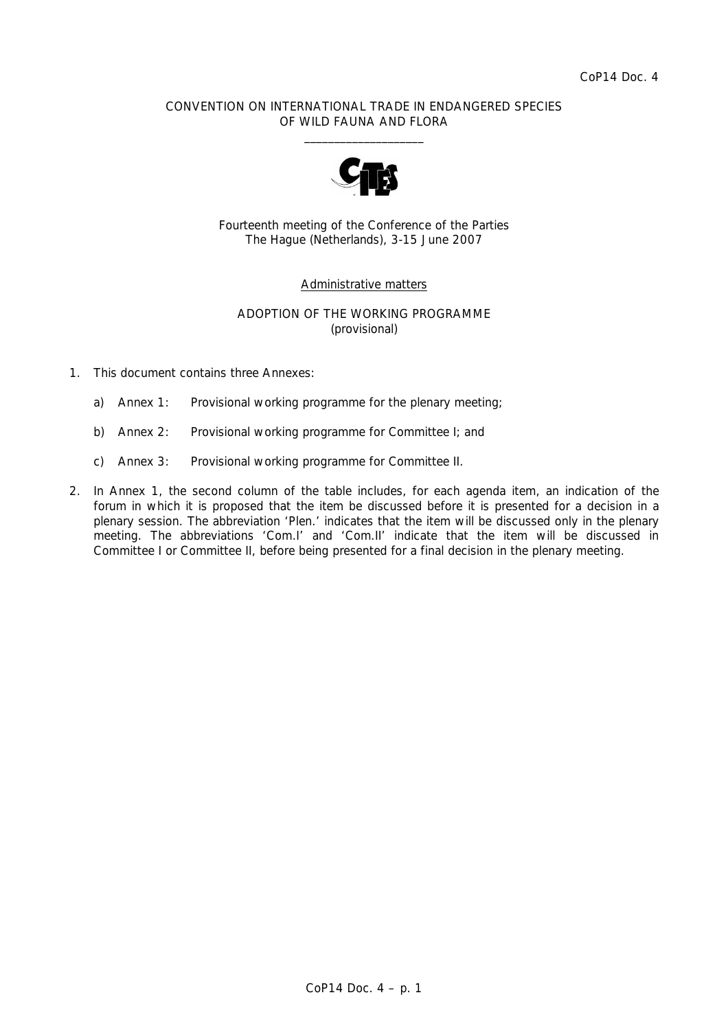CoP14 Doc. 4

CONVENTION ON INTERNATIONAL TRADE IN ENDANGERED SPECIES OF WILD FAUNA AND FLORA

\_\_\_\_\_\_\_\_\_\_\_\_\_\_\_\_\_\_\_\_

Fourteenth meeting of the Conference of the Parties
The Hague (Netherlands), 3-15 June 2007

Administrative matters

ADOPTION OF THE WORKING PROGRAMME
(provisional)

1. This document contains three Annexes:

   a) Annex 1: Provisional working programme for the plenary meeting;

   b) Annex 2: Provisional working programme for Committee I; and

   c) Annex 3: Provisional working programme for Committee II.

2. In Annex 1, the second column of the table includes, for each agenda item, an indication of the forum in which it is proposed that the item be discussed before it is presented for a decision in a plenary session. The abbreviation 'Plen.' indicates that the item will be discussed only in the plenary meeting. The abbreviations 'Com.I' and 'Com.II' indicate that the item will be discussed in Committee I or Committee II, before being presented for a final decision in the plenary meeting.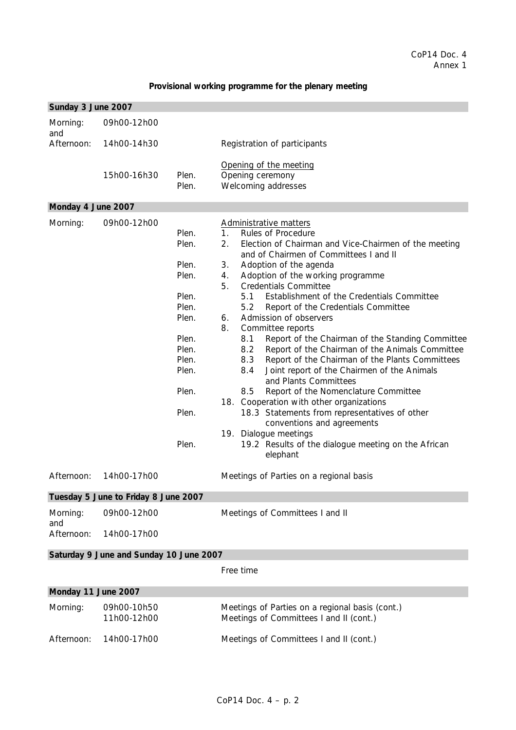CoP14 Doc. 4
Annex 1

**Provisional working programme for the plenary meeting**

| | | | |
|---|---|---|---|
| **Sunday 3 June 2007** | | | |
| Morning: and Afternoon: | 09h00-12h00 14h00-14h30 | | Registration of participants |
| | | | Opening of the meeting |
| | 15h00-16h30 | Plen. | Opening ceremony |
| | | Plen. | Welcoming addresses |
| **Monday 4 June 2007** | | | |
| Morning: | 09h00-12h00 | | Administrative matters |
| | | Plen. | 1. Rules of Procedure |
| | | Plen. | 2. Election of Chairman and Vice-Chairmen of the meeting and of Chairmen of Committees I and II |
| | | Plen. | 3. Adoption of the agenda |
| | | Plen. | 4. Adoption of the working programme |
| | | | 5. Credentials Committee |
| | | Plen. | 5.1 Establishment of the Credentials Committee |
| | | Plen. | 5.2 Report of the Credentials Committee |
| | | Plen. | 6. Admission of observers |
| | | | 8. Committee reports |
| | | Plen. | 8.1 Report of the Chairman of the Standing Committee |
| | | Plen. | 8.2 Report of the Chairman of the Animals Committee |
| | | Plen. | 8.3 Report of the Chairman of the Plants Committees |
| | | Plen. | 8.4 Joint report of the Chairmen of the Animals and Plants Committees |
| | | Plen. | 8.5 Report of the Nomenclature Committee |
| | | | 18. Cooperation with other organizations |
| | | Plen. | 18.3 Statements from representatives of other conventions and agreements |
| | | | 19. Dialogue meetings |
| | | Plen. | 19.2 Results of the dialogue meeting on the African elephant |
| Afternoon: | 14h00-17h00 | | Meetings of Parties on a regional basis |
| **Tuesday 5 June to Friday 8 June 2007** | | | |
| Morning: and Afternoon: | 09h00-12h00 14h00-17h00 | | Meetings of Committees I and II |
| **Saturday 9 June and Sunday 10 June 2007** | | | |
| | | | Free time |
| **Monday 11 June 2007** | | | |
| Morning: | 09h00-10h50 | | Meetings of Parties on a regional basis (cont.) |
| | 11h00-12h00 | | Meetings of Committees I and II (cont.) |
| Afternoon: | 14h00-17h00 | | Meetings of Committees I and II (cont.) |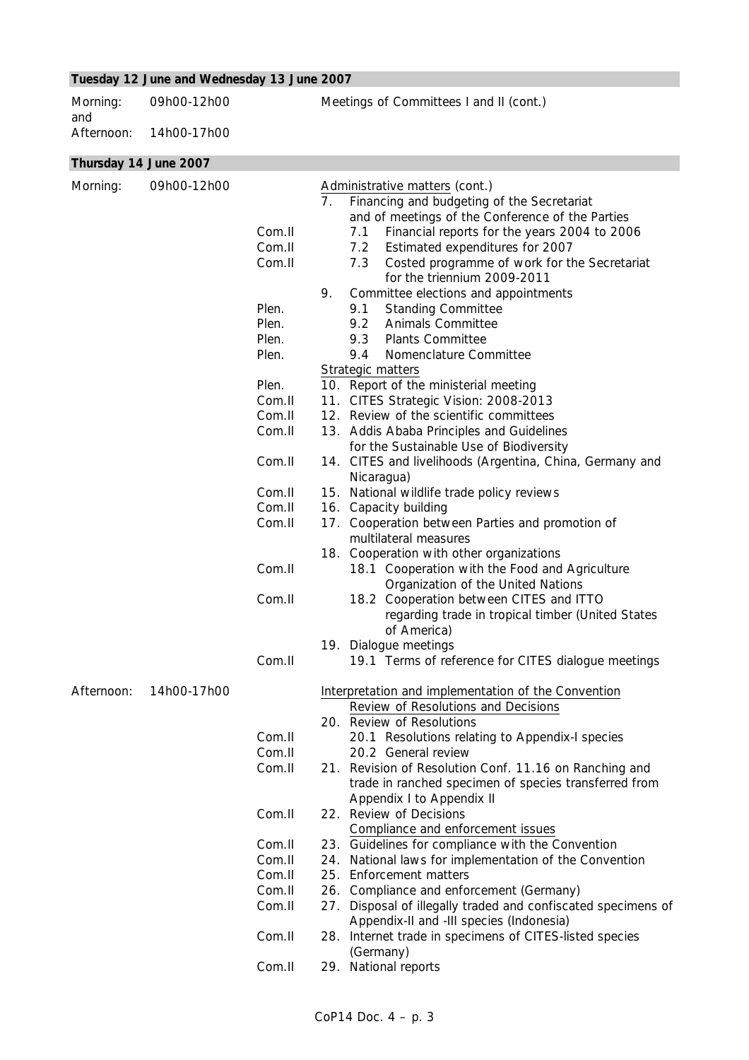**Tuesday 12 June and Wednesday 13 June 2007**

| | | | |
|---|---|---|---|
| Morning: and Afternoon: | 09h00-12h00 14h00-17h00 | | Meetings of Committees I and II (cont.) |

**Thursday 14 June 2007**

| | | | |
|---|---|---|---|
| Morning: | 09h00-12h00 | | Administrative matters (cont.) |
| | | | 7. Financing and budgeting of the Secretariat and of meetings of the Conference of the Parties |
| | | Com.II | 7.1 Financial reports for the years 2004 to 2006 |
| | | Com.II | 7.2 Estimated expenditures for 2007 |
| | | Com.II | 7.3 Costed programme of work for the Secretariat for the triennium 2009-2011 |
| | | | 9. Committee elections and appointments |
| | | Plen. | 9.1 Standing Committee |
| | | Plen. | 9.2 Animals Committee |
| | | Plen. | 9.3 Plants Committee |
| | | Plen. | 9.4 Nomenclature Committee |
| | | | Strategic matters |
| | | Plen. | 10. Report of the ministerial meeting |
| | | Com.II | 11. CITES Strategic Vision: 2008-2013 |
| | | Com.II | 12. Review of the scientific committees |
| | | Com.II | 13. Addis Ababa Principles and Guidelines for the Sustainable Use of Biodiversity |
| | | Com.II | 14. CITES and livelihoods (Argentina, China, Germany and Nicaragua) |
| | | Com.II | 15. National wildlife trade policy reviews |
| | | Com.II | 16. Capacity building |
| | | Com.II | 17. Cooperation between Parties and promotion of multilateral measures |
| | | | 18. Cooperation with other organizations |
| | | Com.II | 18.1 Cooperation with the Food and Agriculture Organization of the United Nations |
| | | Com.II | 18.2 Cooperation between CITES and ITTO regarding trade in tropical timber (United States of America) |
| | | | 19. Dialogue meetings |
| | | Com.II | 19.1 Terms of reference for CITES dialogue meetings |
| Afternoon: | 14h00-17h00 | | Interpretation and implementation of the Convention |
| | | | Review of Resolutions and Decisions |
| | | | 20. Review of Resolutions |
| | | Com.II | 20.1 Resolutions relating to Appendix-I species |
| | | Com.II | 20.2 General review |
| | | Com.II | 21. Revision of Resolution Conf. 11.16 on Ranching and trade in ranched specimen of species transferred from Appendix I to Appendix II |
| | | Com.II | 22. Review of Decisions |
| | | | Compliance and enforcement issues |
| | | Com.II | 23. Guidelines for compliance with the Convention |
| | | Com.II | 24. National laws for implementation of the Convention |
| | | Com.II | 25. Enforcement matters |
| | | Com.II | 26. Compliance and enforcement (Germany) |
| | | Com.II | 27. Disposal of illegally traded and confiscated specimens of Appendix-II and -III species (Indonesia) |
| | | Com.II | 28. Internet trade in specimens of CITES-listed species (Germany) |
| | | Com.II | 29. National reports |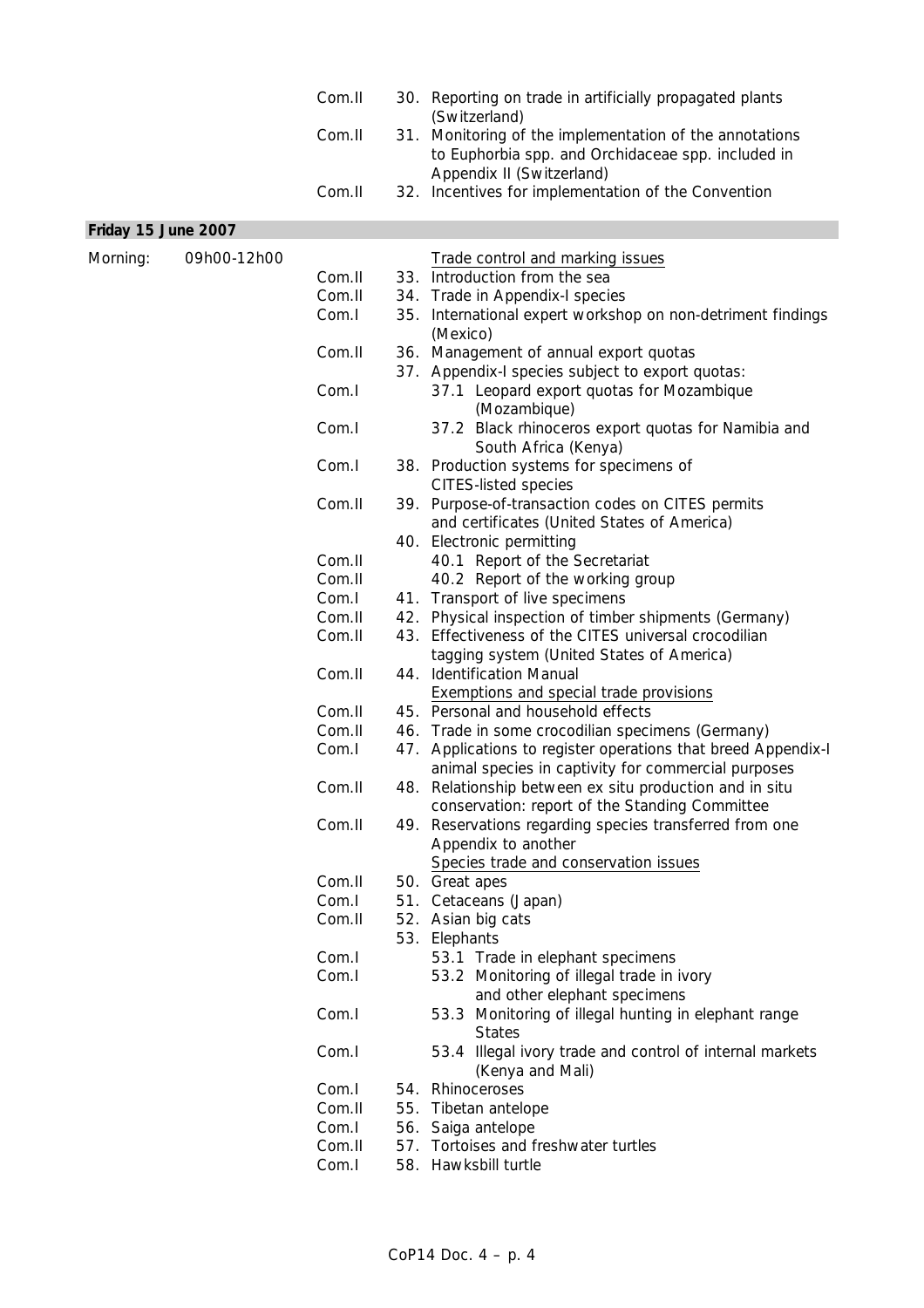| | | | |
|---|---|---|---|
| | | Com.II | 30. Reporting on trade in artificially propagated plants (Switzerland) |
| | | Com.II | 31. Monitoring of the implementation of the annotations to Euphorbia spp. and Orchidaceae spp. included in Appendix II (Switzerland) |
| | | Com.II | 32. Incentives for implementation of the Convention |

**Friday 15 June 2007**

| | | | |
|---|---|---|---|
| Morning: | 09h00-12h00 | | Trade control and marking issues |
| | | Com.II | 33. Introduction from the sea |
| | | Com.II | 34. Trade in Appendix-I species |
| | | Com.I | 35. International expert workshop on non-detriment findings (Mexico) |
| | | Com.II | 36. Management of annual export quotas |
| | | | 37. Appendix-I species subject to export quotas: |
| | | Com.I | 37.1 Leopard export quotas for Mozambique (Mozambique) |
| | | Com.I | 37.2 Black rhinoceros export quotas for Namibia and South Africa (Kenya) |
| | | Com.I | 38. Production systems for specimens of CITES-listed species |
| | | Com.II | 39. Purpose-of-transaction codes on CITES permits and certificates (United States of America) |
| | | | 40. Electronic permitting |
| | | Com.II | 40.1 Report of the Secretariat |
| | | Com.II | 40.2 Report of the working group |
| | | Com.I | 41. Transport of live specimens |
| | | Com.II | 42. Physical inspection of timber shipments (Germany) |
| | | Com.II | 43. Effectiveness of the CITES universal crocodilian tagging system (United States of America) |
| | | Com.II | 44. Identification Manual |
| | | | Exemptions and special trade provisions |
| | | Com.II | 45. Personal and household effects |
| | | Com.II | 46. Trade in some crocodilian specimens (Germany) |
| | | Com.I | 47. Applications to register operations that breed Appendix-I animal species in captivity for commercial purposes |
| | | Com.II | 48. Relationship between ex situ production and in situ conservation: report of the Standing Committee |
| | | Com.II | 49. Reservations regarding species transferred from one Appendix to another |
| | | | Species trade and conservation issues |
| | | Com.II | 50. Great apes |
| | | Com.I | 51. Cetaceans (Japan) |
| | | Com.II | 52. Asian big cats |
| | | | 53. Elephants |
| | | Com.I | 53.1 Trade in elephant specimens |
| | | Com.I | 53.2 Monitoring of illegal trade in ivory and other elephant specimens |
| | | Com.I | 53.3 Monitoring of illegal hunting in elephant range States |
| | | Com.I | 53.4 Illegal ivory trade and control of internal markets (Kenya and Mali) |
| | | Com.I | 54. Rhinoceroses |
| | | Com.II | 55. Tibetan antelope |
| | | Com.I | 56. Saiga antelope |
| | | Com.II | 57. Tortoises and freshwater turtles |
| | | Com.I | 58. Hawksbill turtle |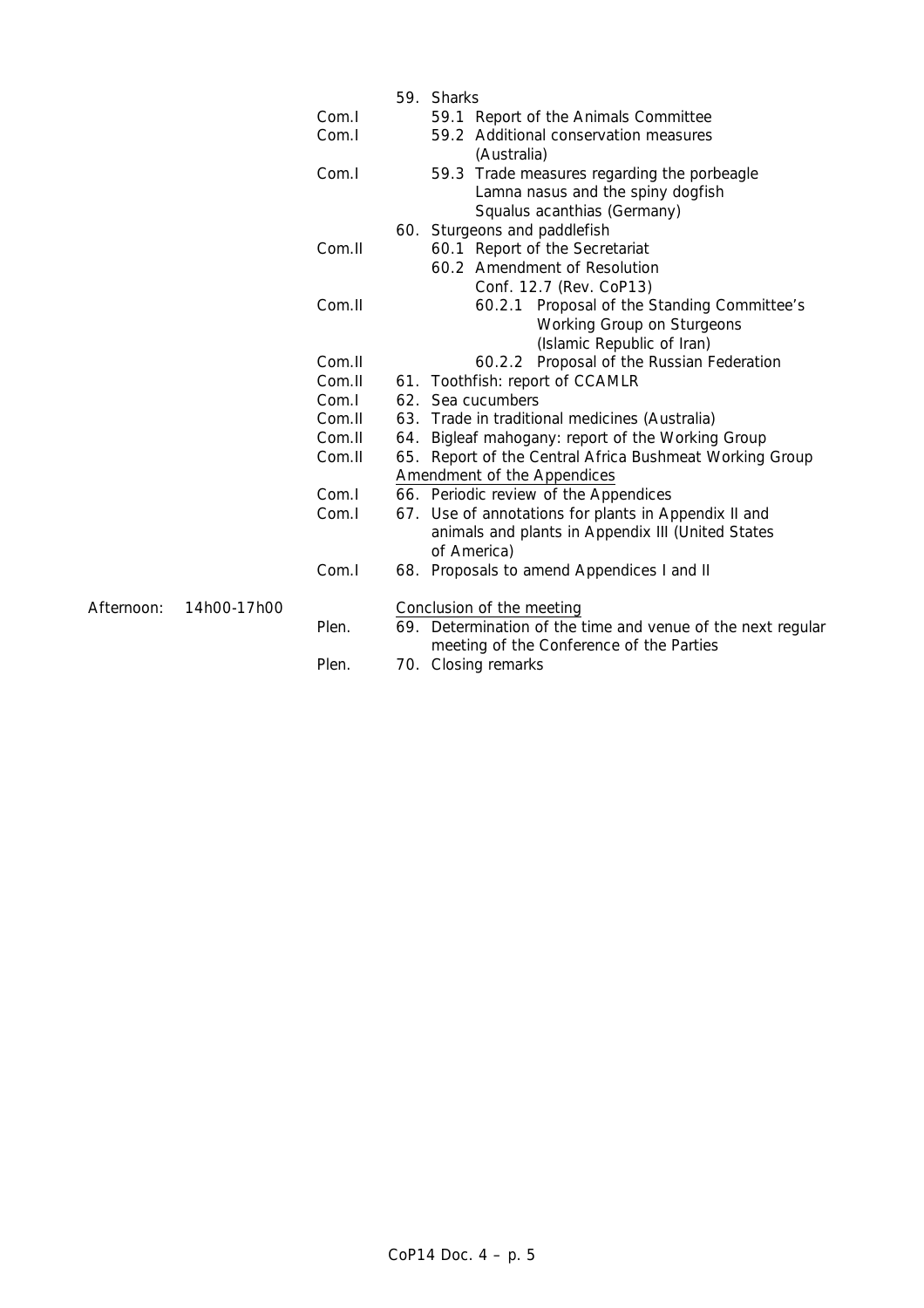| | | | |
|---|---|---|---|
| | | | 59. Sharks |
| | | Com.I | 59.1 Report of the Animals Committee |
| | | Com.I | 59.2 Additional conservation measures (Australia) |
| | | Com.I | 59.3 Trade measures regarding the porbeagle Lamna nasus and the spiny dogfish Squalus acanthias (Germany) |
| | | | 60. Sturgeons and paddlefish |
| | | Com.II | 60.1 Report of the Secretariat |
| | | | 60.2 Amendment of Resolution Conf. 12.7 (Rev. CoP13) |
| | | Com.II | 60.2.1 Proposal of the Standing Committee's Working Group on Sturgeons (Islamic Republic of Iran) |
| | | Com.II | 60.2.2 Proposal of the Russian Federation |
| | | Com.II | 61. Toothfish: report of CCAMLR |
| | | Com.I | 62. Sea cucumbers |
| | | Com.II | 63. Trade in traditional medicines (Australia) |
| | | Com.II | 64. Bigleaf mahogany: report of the Working Group |
| | | Com.II | 65. Report of the Central Africa Bushmeat Working Group |
| | | | Amendment of the Appendices |
| | | Com.I | 66. Periodic review of the Appendices |
| | | Com.I | 67. Use of annotations for plants in Appendix II and animals and plants in Appendix III (United States of America) |
| | | Com.I | 68. Proposals to amend Appendices I and II |
| Afternoon: | 14h00-17h00 | | Conclusion of the meeting |
| | | Plen. | 69. Determination of the time and venue of the next regular meeting of the Conference of the Parties |
| | | Plen. | 70. Closing remarks |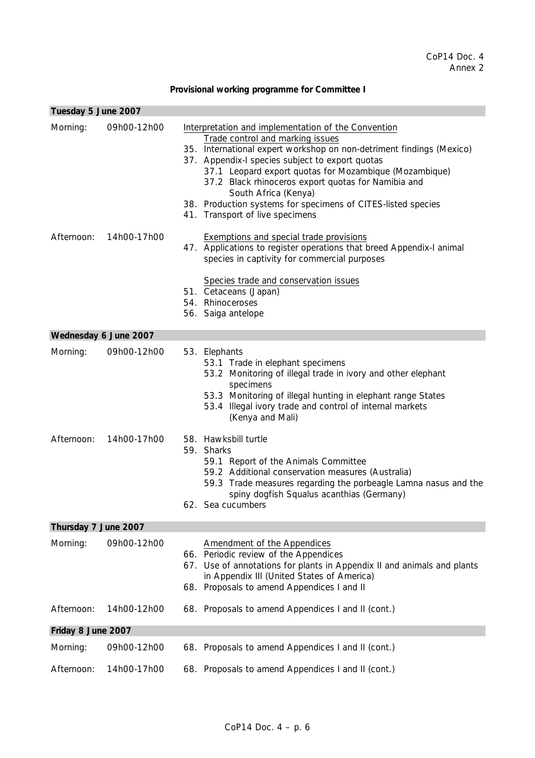CoP14 Doc. 4
Annex 2

**Provisional working programme for Committee I**

**Tuesday 5 June 2007**

Morning: 09h00-12h00

Interpretation and implementation of the Convention

Trade control and marking issues

35. International expert workshop on non-detriment findings (Mexico)
37. Appendix-I species subject to export quotas
    - 37.1 Leopard export quotas for Mozambique (Mozambique)
    - 37.2 Black rhinoceros export quotas for Namibia and South Africa (Kenya)
38. Production systems for specimens of CITES-listed species
41. Transport of live specimens

Afternoon: 14h00-17h00

Exemptions and special trade provisions

47. Applications to register operations that breed Appendix-I animal species in captivity for commercial purposes

Species trade and conservation issues

51. Cetaceans (Japan)
54. Rhinoceroses
56. Saiga antelope

**Wednesday 6 June 2007**

Morning: 09h00-12h00

53. Elephants
    - 53.1 Trade in elephant specimens
    - 53.2 Monitoring of illegal trade in ivory and other elephant specimens
    - 53.3 Monitoring of illegal hunting in elephant range States
    - 53.4 Illegal ivory trade and control of internal markets (Kenya and Mali)

Afternoon: 14h00-17h00

58. Hawksbill turtle
59. Sharks
    - 59.1 Report of the Animals Committee
    - 59.2 Additional conservation measures (Australia)
    - 59.3 Trade measures regarding the porbeagle Lamna nasus and the spiny dogfish Squalus acanthias (Germany)
62. Sea cucumbers

**Thursday 7 June 2007**

Morning: 09h00-12h00

Amendment of the Appendices

66. Periodic review of the Appendices
67. Use of annotations for plants in Appendix II and animals and plants in Appendix III (United States of America)
68. Proposals to amend Appendices I and II

Afternoon: 14h00-12h00

68. Proposals to amend Appendices I and II (cont.)

**Friday 8 June 2007**

Morning: 09h00-12h00

68. Proposals to amend Appendices I and II (cont.)

Afternoon: 14h00-17h00

68. Proposals to amend Appendices I and II (cont.)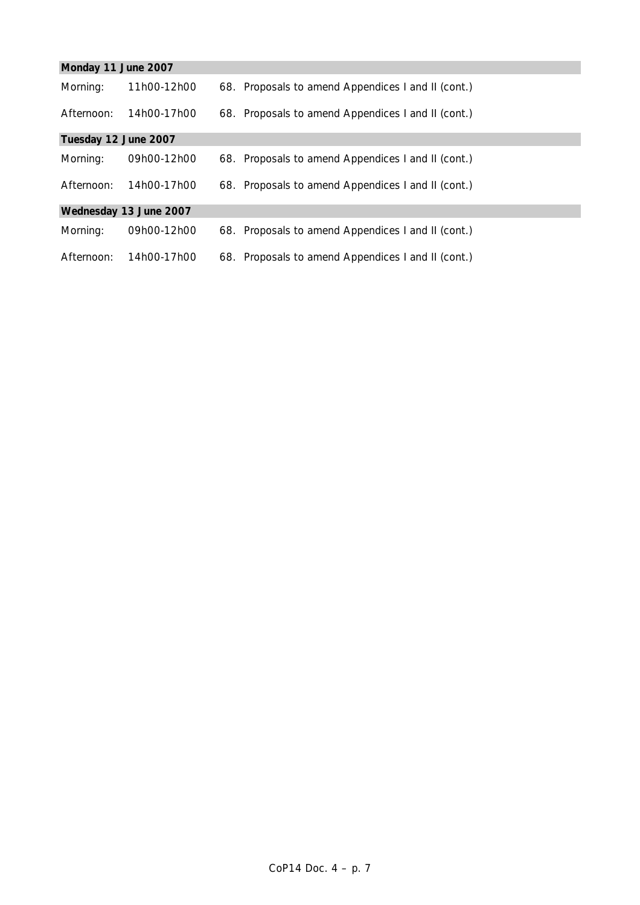**Monday 11 June 2007**

| | | |
|---|---|---|
| Morning: | 11h00-12h00 | 68. Proposals to amend Appendices I and II (cont.) |
| Afternoon: | 14h00-17h00 | 68. Proposals to amend Appendices I and II (cont.) |

**Tuesday 12 June 2007**

| | | |
|---|---|---|
| Morning: | 09h00-12h00 | 68. Proposals to amend Appendices I and II (cont.) |
| Afternoon: | 14h00-17h00 | 68. Proposals to amend Appendices I and II (cont.) |

**Wednesday 13 June 2007**

| | | |
|---|---|---|
| Morning: | 09h00-12h00 | 68. Proposals to amend Appendices I and II (cont.) |
| Afternoon: | 14h00-17h00 | 68. Proposals to amend Appendices I and II (cont.) |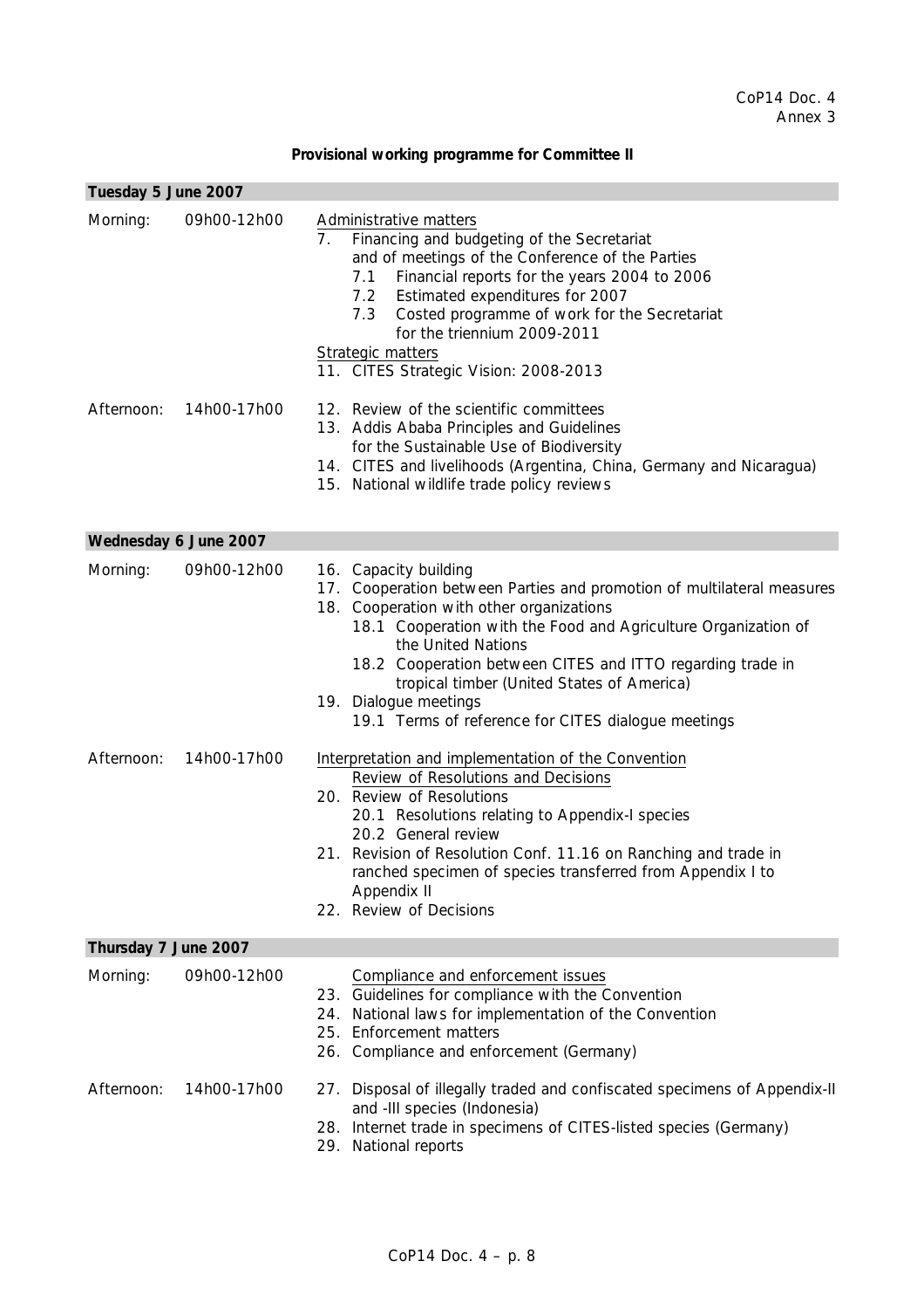CoP14 Doc. 4
Annex 3

## Provisional working programme for Committee II

| | | |
|---|---|---|
| **Tuesday 5 June 2007** | | |
| Morning: | 09h00-12h00 | <u>Administrative matters</u><br>7. Financing and budgeting of the Secretariat and of meetings of the Conference of the Parties<br>7.1 Financial reports for the years 2004 to 2006<br>7.2 Estimated expenditures for 2007<br>7.3 Costed programme of work for the Secretariat for the triennium 2009-2011<br><u>Strategic matters</u><br>11. CITES Strategic Vision: 2008-2013 |
| Afternoon: | 14h00-17h00 | 12. Review of the scientific committees<br>13. Addis Ababa Principles and Guidelines for the Sustainable Use of Biodiversity<br>14. CITES and livelihoods (Argentina, China, Germany and Nicaragua)<br>15. National wildlife trade policy reviews |
| **Wednesday 6 June 2007** | | |
| Morning: | 09h00-12h00 | 16. Capacity building<br>17. Cooperation between Parties and promotion of multilateral measures<br>18. Cooperation with other organizations<br>18.1 Cooperation with the Food and Agriculture Organization of the United Nations<br>18.2 Cooperation between CITES and ITTO regarding trade in tropical timber (United States of America)<br>19. Dialogue meetings<br>19.1 Terms of reference for CITES dialogue meetings |
| Afternoon: | 14h00-17h00 | <u>Interpretation and implementation of the Convention</u><br><u>Review of Resolutions and Decisions</u><br>20. Review of Resolutions<br>20.1 Resolutions relating to Appendix-I species<br>20.2 General review<br>21. Revision of Resolution Conf. 11.16 on Ranching and trade in ranched specimen of species transferred from Appendix I to Appendix II<br>22. Review of Decisions |
| **Thursday 7 June 2007** | | |
| Morning: | 09h00-12h00 | <u>Compliance and enforcement issues</u><br>23. Guidelines for compliance with the Convention<br>24. National laws for implementation of the Convention<br>25. Enforcement matters<br>26. Compliance and enforcement (Germany) |
| Afternoon: | 14h00-17h00 | 27. Disposal of illegally traded and confiscated specimens of Appendix-II and -III species (Indonesia)<br>28. Internet trade in specimens of CITES-listed species (Germany)<br>29. National reports |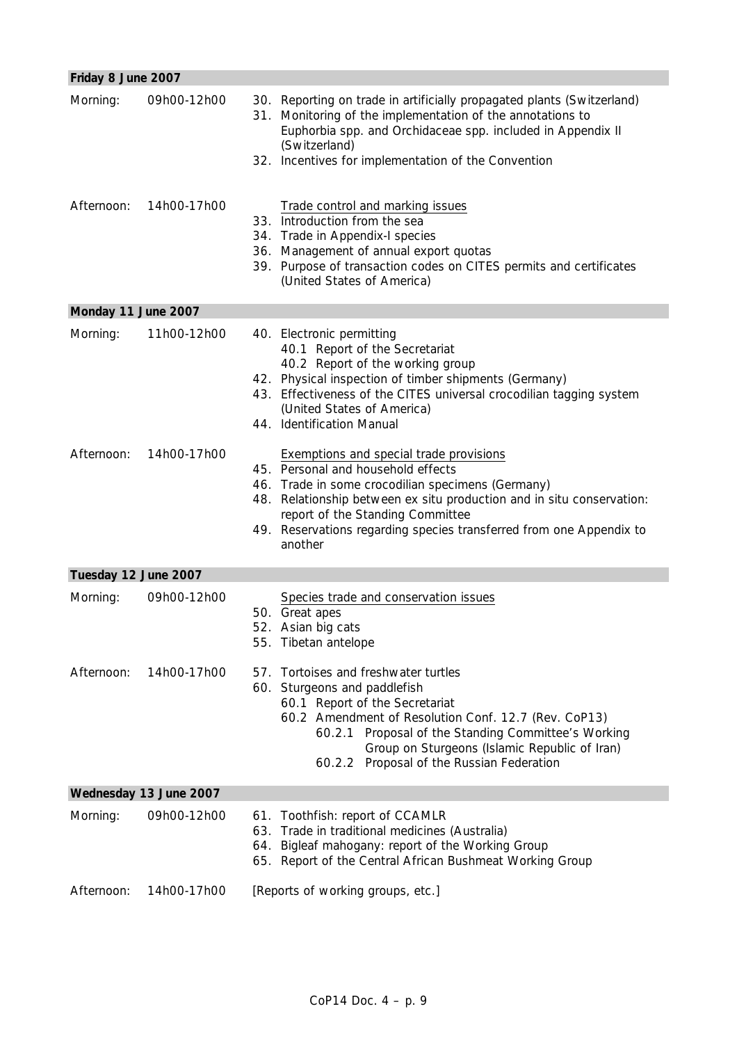**Friday 8 June 2007**

| | | |
|---|---|---|
| Morning: | 09h00-12h00 | 30. Reporting on trade in artificially propagated plants (Switzerland)<br>31. Monitoring of the implementation of the annotations to Euphorbia spp. and Orchidaceae spp. included in Appendix II (Switzerland)<br>32. Incentives for implementation of the Convention |
| Afternoon: | 14h00-17h00 | <u>Trade control and marking issues</u><br>33. Introduction from the sea<br>34. Trade in Appendix-I species<br>36. Management of annual export quotas<br>39. Purpose of transaction codes on CITES permits and certificates (United States of America) |

**Monday 11 June 2007**

| | | |
|---|---|---|
| Morning: | 11h00-12h00 | 40. Electronic permitting<br>40.1 Report of the Secretariat<br>40.2 Report of the working group<br>42. Physical inspection of timber shipments (Germany)<br>43. Effectiveness of the CITES universal crocodilian tagging system (United States of America)<br>44. Identification Manual |
| Afternoon: | 14h00-17h00 | <u>Exemptions and special trade provisions</u><br>45. Personal and household effects<br>46. Trade in some crocodilian specimens (Germany)<br>48. Relationship between ex situ production and in situ conservation: report of the Standing Committee<br>49. Reservations regarding species transferred from one Appendix to another |

**Tuesday 12 June 2007**

| | | |
|---|---|---|
| Morning: | 09h00-12h00 | <u>Species trade and conservation issues</u><br>50. Great apes<br>52. Asian big cats<br>55. Tibetan antelope |
| Afternoon: | 14h00-17h00 | 57. Tortoises and freshwater turtles<br>60. Sturgeons and paddlefish<br>60.1 Report of the Secretariat<br>60.2 Amendment of Resolution Conf. 12.7 (Rev. CoP13)<br>60.2.1 Proposal of the Standing Committee's Working Group on Sturgeons (Islamic Republic of Iran)<br>60.2.2 Proposal of the Russian Federation |

**Wednesday 13 June 2007**

| | | |
|---|---|---|
| Morning: | 09h00-12h00 | 61. Toothfish: report of CCAMLR<br>63. Trade in traditional medicines (Australia)<br>64. Bigleaf mahogany: report of the Working Group<br>65. Report of the Central African Bushmeat Working Group |
| Afternoon: | 14h00-17h00 | [Reports of working groups, etc.] |